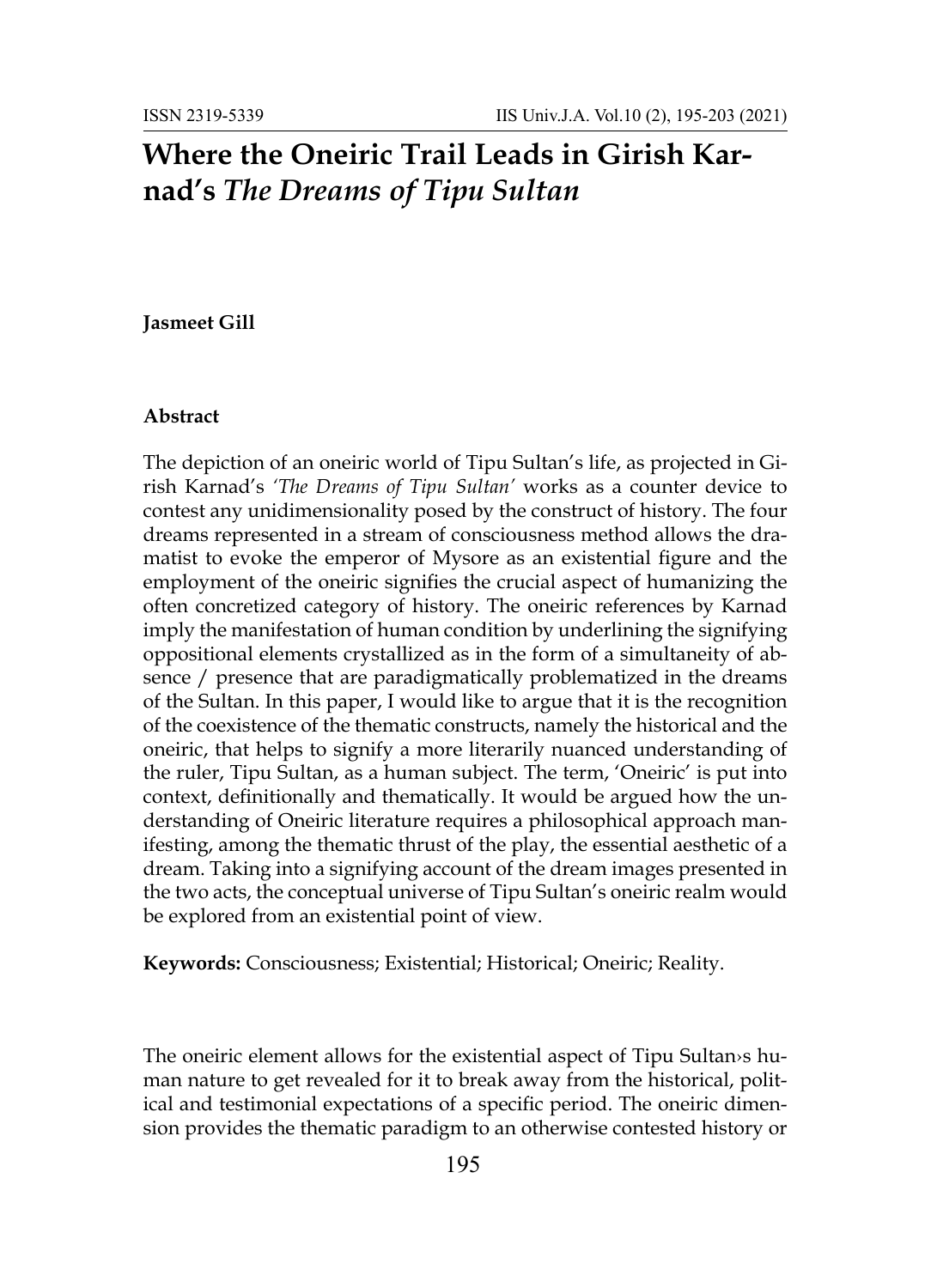# Where the Oneiric Trail Leads in Girish Karnad's *The Dreams of Tipu Sultan*

**Jasmeet Gill**

### Abstract

The depiction of an oneiric world of Tipu Sultan's life, as projected in Girish Karnad's *'The Dreams of Tipu Sultan'* works as a counter device to contest any unidimensionality posed by the construct of history. The four dreams represented in a stream of consciousness method allows the dramatist to evoke the emperor of Mysore as an existential figure and the employment of the oneiric signifies the crucial aspect of humanizing the often concretized category of history. The oneiric references by Karnad imply the manifestation of human condition by underlining the signifying oppositional elements crystallized as in the form of a simultaneity of absence / presence that are paradigmatically problematized in the dreams of the Sultan. In this paper, I would like to argue that it is the recognition of the coexistence of the thematic constructs, namely the historical and the oneiric, that helps to signify a more literarily nuanced understanding of the ruler, Tipu Sultan, as a human subject. The term, 'Oneiric' is put into context, definitionally and thematically. It would be argued how the understanding of Oneiric literature requires a philosophical approach manifesting, among the thematic thrust of the play, the essential aesthetic of a dream. Taking into a signifying account of the dream images presented in the two acts, the conceptual universe of Tipu Sultan's oneiric realm would be explored from an existential point of view.

**Keywords:** Consciousness; Existential; Historical; Oneiric; Reality.

The oneiric element allows for the existential aspect of Tipu Sultan›s human nature to get revealed for it to break away from the historical, political and testimonial expectations of a specific period. The oneiric dimension provides the thematic paradigm to an otherwise contested history or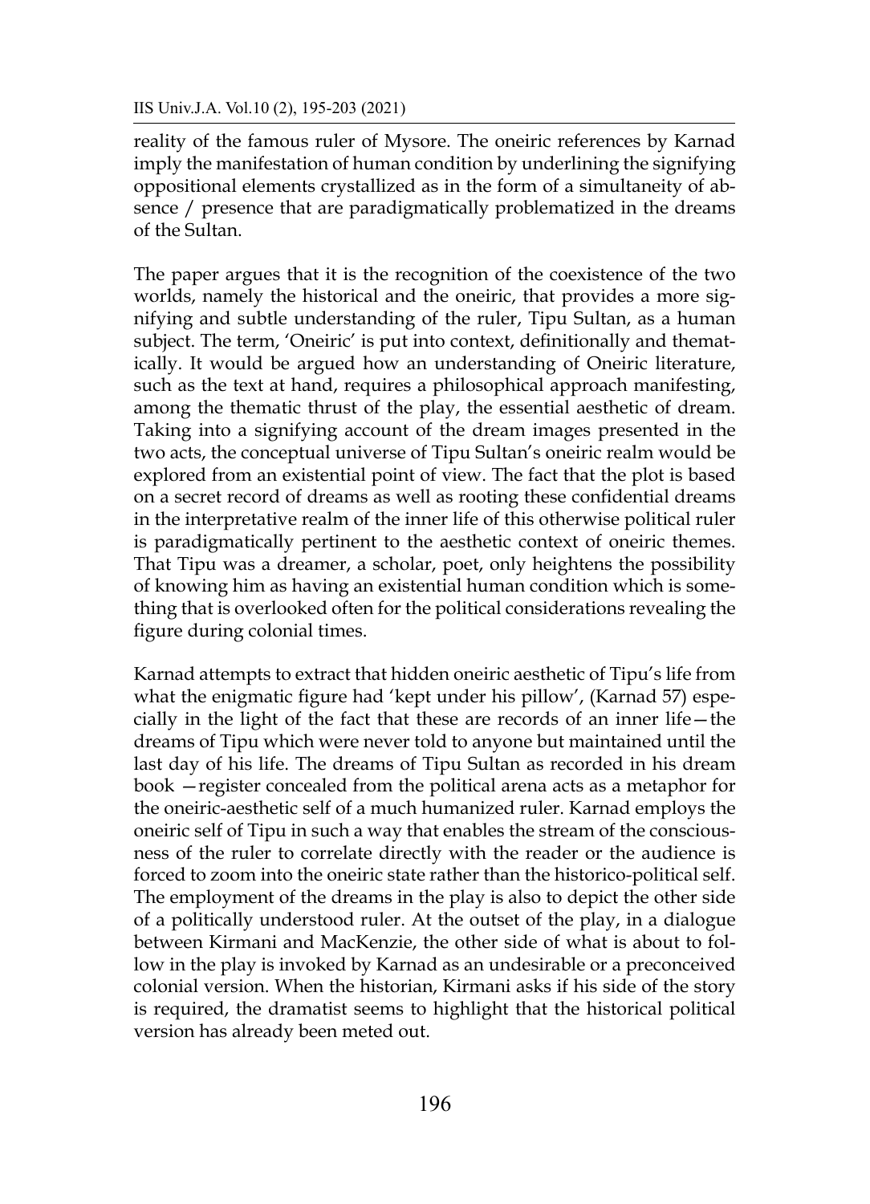reality of the famous ruler of Mysore. The oneiric references by Karnad imply the manifestation of human condition by underlining the signifying oppositional elements crystallized as in the form of a simultaneity of absence / presence that are paradigmatically problematized in the dreams of the Sultan.

The paper argues that it is the recognition of the coexistence of the two worlds, namely the historical and the oneiric, that provides a more signifying and subtle understanding of the ruler, Tipu Sultan, as a human subject. The term, 'Oneiric' is put into context, definitionally and thematically. It would be argued how an understanding of Oneiric literature, such as the text at hand, requires a philosophical approach manifesting, among the thematic thrust of the play, the essential aesthetic of dream. Taking into a signifying account of the dream images presented in the two acts, the conceptual universe of Tipu Sultan's oneiric realm would be explored from an existential point of view. The fact that the plot is based on a secret record of dreams as well as rooting these confidential dreams in the interpretative realm of the inner life of this otherwise political ruler is paradigmatically pertinent to the aesthetic context of oneiric themes. That Tipu was a dreamer, a scholar, poet, only heightens the possibility of knowing him as having an existential human condition which is something that is overlooked often for the political considerations revealing the figure during colonial times.

Karnad attempts to extract that hidden oneiric aesthetic of Tipu's life from what the enigmatic figure had 'kept under his pillow', (Karnad 57) especially in the light of the fact that these are records of an inner life—the dreams of Tipu which were never told to anyone but maintained until the last day of his life. The dreams of Tipu Sultan as recorded in his dream book —register concealed from the political arena acts as a metaphor for the oneiric-aesthetic self of a much humanized ruler. Karnad employs the oneiric self of Tipu in such a way that enables the stream of the consciousness of the ruler to correlate directly with the reader or the audience is forced to zoom into the oneiric state rather than the historico-political self. The employment of the dreams in the play is also to depict the other side of a politically understood ruler. At the outset of the play, in a dialogue between Kirmani and MacKenzie, the other side of what is about to follow in the play is invoked by Karnad as an undesirable or a preconceived colonial version. When the historian, Kirmani asks if his side of the story is required, the dramatist seems to highlight that the historical political version has already been meted out.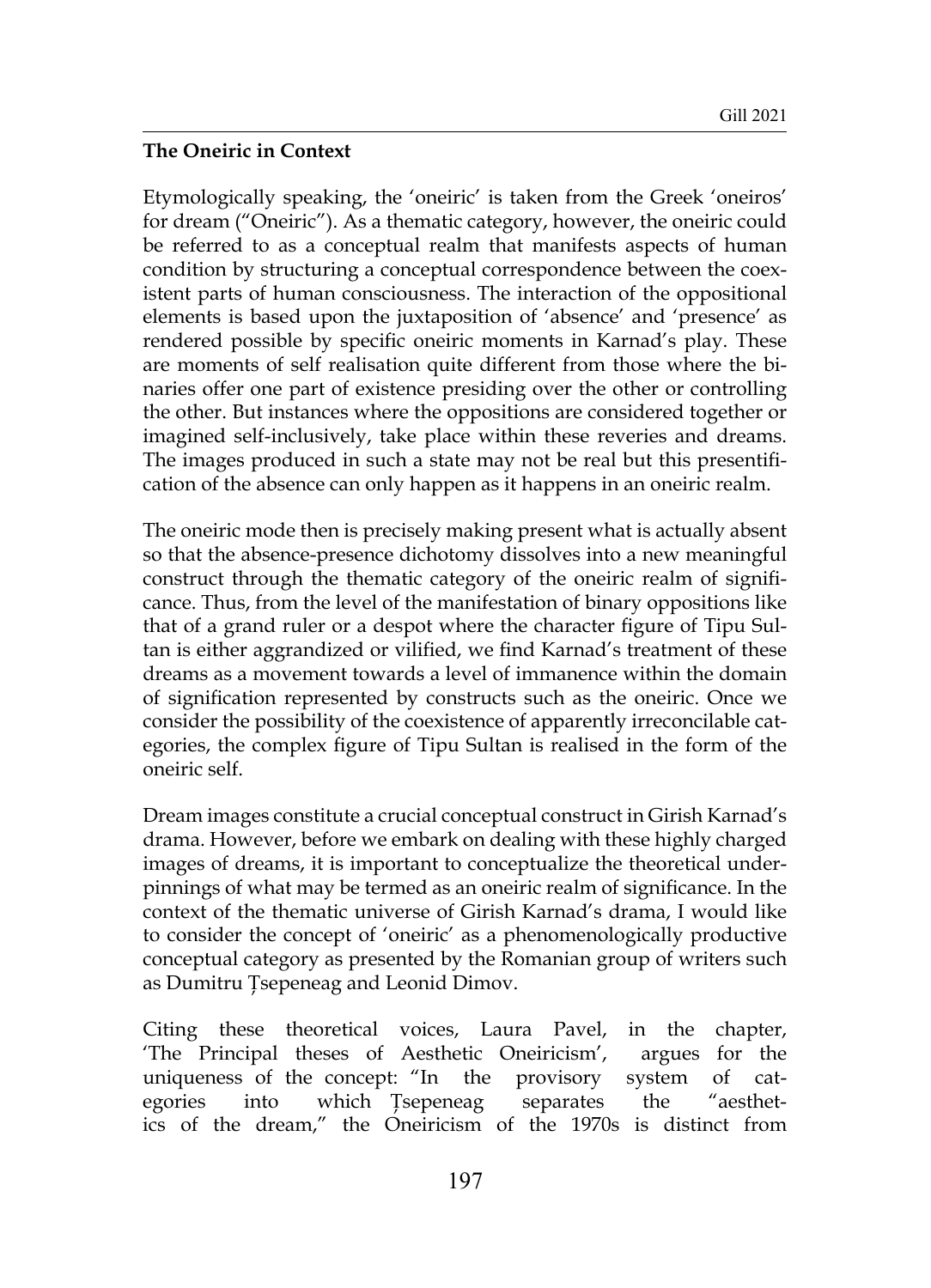**The Oneiric in Context**

Etymologically speaking, the 'oneiric' is taken from the Greek 'oneiros' for dream ("Oneiric"). As a thematic category, however, the oneiric could be referred to as a conceptual realm that manifests aspects of human condition by structuring a conceptual correspondence between the coexistent parts of human consciousness. The interaction of the oppositional elements is based upon the juxtaposition of 'absence' and 'presence' as rendered possible by specific oneiric moments in Karnad's play. These are moments of self realisation quite different from those where the binaries offer one part of existence presiding over the other or controlling the other. But instances where the oppositions are considered together or imagined self-inclusively, take place within these reveries and dreams. The images produced in such a state may not be real but this presentification of the absence can only happen as it happens in an oneiric realm.

The oneiric mode then is precisely making present what is actually absent so that the absence-presence dichotomy dissolves into a new meaningful construct through the thematic category of the oneiric realm of significance. Thus, from the level of the manifestation of binary oppositions like that of a grand ruler or a despot where the character figure of Tipu Sultan is either aggrandized or vilified, we find Karnad's treatment of these dreams as a movement towards a level of immanence within the domain of signification represented by constructs such as the oneiric. Once we consider the possibility of the coexistence of apparently irreconcilable categories, the complex figure of Tipu Sultan is realised in the form of the oneiric self.

Dream images constitute a crucial conceptual construct in Girish Karnad's drama. However, before we embark on dealing with these highly charged images of dreams, it is important to conceptualize the theoretical underpinnings of what may be termed as an oneiric realm of significance. In the context of the thematic universe of Girish Karnad's drama, I would like to consider the concept of 'oneiric' as a phenomenologically productive conceptual category as presented by the Romanian group of writers such as Dumitru Ţsepeneag and Leonid Dimov.

Citing these theoretical voices, Laura Pavel, in the chapter, 'The Principal theses of Aesthetic Oneiricism', argues for the uniqueness of the concept: "In the provisory system of categories into which Ţsepeneag separates the "aesthetics of the dream," the Oneiricism of the 1970s is distinct from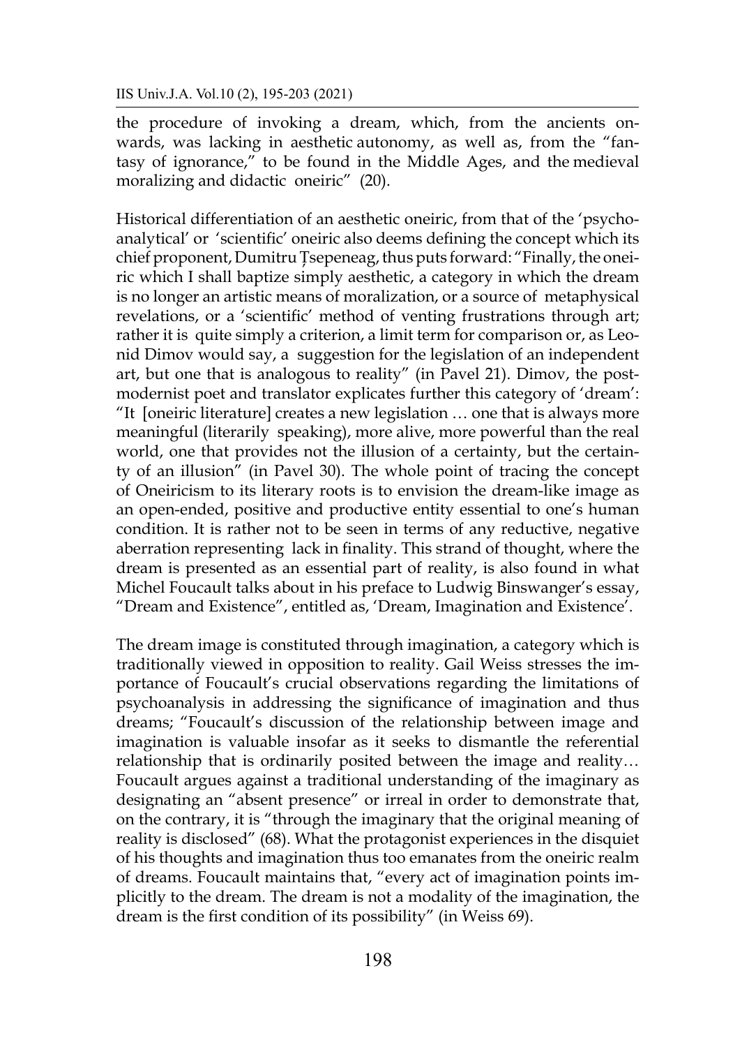the procedure of invoking a dream, which, from the ancients onwards, was lacking in aesthetic autonomy, as well as, from the "fantasy of ignorance," to be found in the Middle Ages, and the medieval moralizing and didactic oneiric" (20).

Historical differentiation of an aesthetic oneiric, from that of the 'psychoanalytical' or 'scientific' oneiric also deems defining the concept which its chief proponent, Dumitru Țsepeneag, thus puts forward: "Finally, the oneiric which I shall baptize simply aesthetic, a category in which the dream is no longer an artistic means of moralization, or a source of metaphysical revelations, or a 'scientific' method of venting frustrations through art; rather it is quite simply a criterion, a limit term for comparison or, as Leonid Dimov would say, a suggestion for the legislation of an independent art, but one that is analogous to reality" (in Pavel 21). Dimov, the postmodernist poet and translator explicates further this category of 'dream': "It [oneiric literature] creates a new legislation … one that is always more meaningful (literarily speaking), more alive, more powerful than the real world, one that provides not the illusion of a certainty, but the certainty of an illusion" (in Pavel 30). The whole point of tracing the concept of Oneiricism to its literary roots is to envision the dream-like image as an open-ended, positive and productive entity essential to one's human condition. It is rather not to be seen in terms of any reductive, negative aberration representing lack in finality. This strand of thought, where the dream is presented as an essential part of reality, is also found in what Michel Foucault talks about in his preface to Ludwig Binswanger's essay, "Dream and Existence", entitled as, 'Dream, Imagination and Existence'.

The dream image is constituted through imagination, a category which is traditionally viewed in opposition to reality. Gail Weiss stresses the importance of Foucault's crucial observations regarding the limitations of psychoanalysis in addressing the significance of imagination and thus dreams; "Foucault's discussion of the relationship between image and imagination is valuable insofar as it seeks to dismantle the referential relationship that is ordinarily posited between the image and reality… Foucault argues against a traditional understanding of the imaginary as designating an "absent presence" or irreal in order to demonstrate that, on the contrary, it is "through the imaginary that the original meaning of reality is disclosed" (68). What the protagonist experiences in the disquiet of his thoughts and imagination thus too emanates from the oneiric realm of dreams. Foucault maintains that, "every act of imagination points implicitly to the dream. The dream is not a modality of the imagination, the dream is the first condition of its possibility" (in Weiss 69).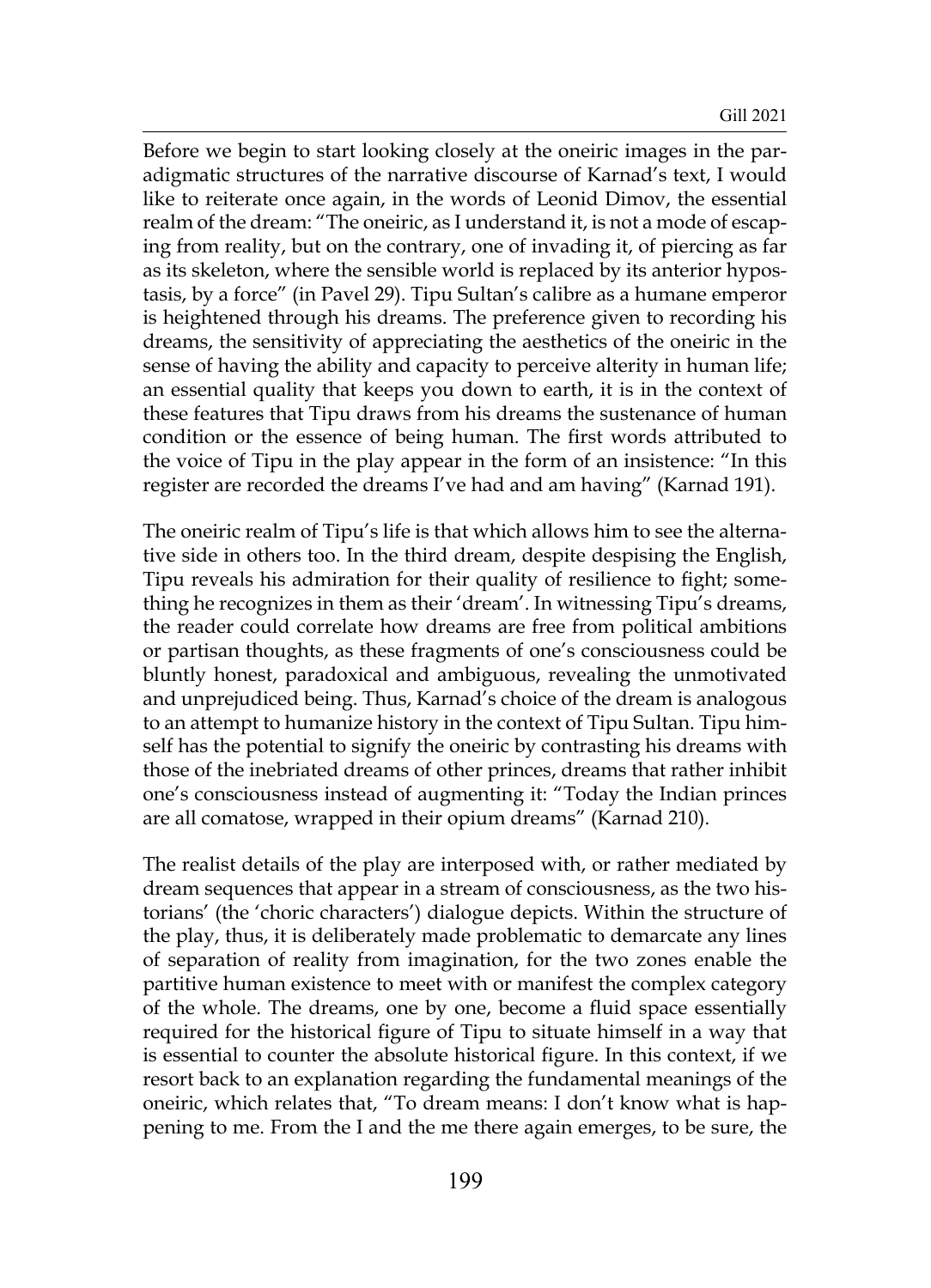Before we begin to start looking closely at the oneiric images in the paradigmatic structures of the narrative discourse of Karnad's text, I would like to reiterate once again, in the words of Leonid Dimov, the essential realm of the dream: "The oneiric, as I understand it, is not a mode of escaping from reality, but on the contrary, one of invading it, of piercing as far as its skeleton, where the sensible world is replaced by its anterior hypostasis, by a force" (in Pavel 29). Tipu Sultan's calibre as a humane emperor is heightened through his dreams. The preference given to recording his dreams, the sensitivity of appreciating the aesthetics of the oneiric in the sense of having the ability and capacity to perceive alterity in human life; an essential quality that keeps you down to earth, it is in the context of these features that Tipu draws from his dreams the sustenance of human condition or the essence of being human. The first words attributed to the voice of Tipu in the play appear in the form of an insistence: "In this register are recorded the dreams I've had and am having" (Karnad 191).

The oneiric realm of Tipu's life is that which allows him to see the alternative side in others too. In the third dream, despite despising the English, Tipu reveals his admiration for their quality of resilience to fight; something he recognizes in them as their 'dream'. In witnessing Tipu's dreams, the reader could correlate how dreams are free from political ambitions or partisan thoughts, as these fragments of one's consciousness could be bluntly honest, paradoxical and ambiguous, revealing the unmotivated and unprejudiced being. Thus, Karnad's choice of the dream is analogous to an attempt to humanize history in the context of Tipu Sultan. Tipu himself has the potential to signify the oneiric by contrasting his dreams with those of the inebriated dreams of other princes, dreams that rather inhibit one's consciousness instead of augmenting it: "Today the Indian princes are all comatose, wrapped in their opium dreams" (Karnad 210).

The realist details of the play are interposed with, or rather mediated by dream sequences that appear in a stream of consciousness, as the two historians' (the 'choric characters') dialogue depicts. Within the structure of the play, thus, it is deliberately made problematic to demarcate any lines of separation of reality from imagination, for the two zones enable the partitive human existence to meet with or manifest the complex category of the whole. The dreams, one by one, become a fluid space essentially required for the historical figure of Tipu to situate himself in a way that is essential to counter the absolute historical figure. In this context, if we resort back to an explanation regarding the fundamental meanings of the oneiric, which relates that, "To dream means: I don't know what is happening to me. From the I and the me there again emerges, to be sure, the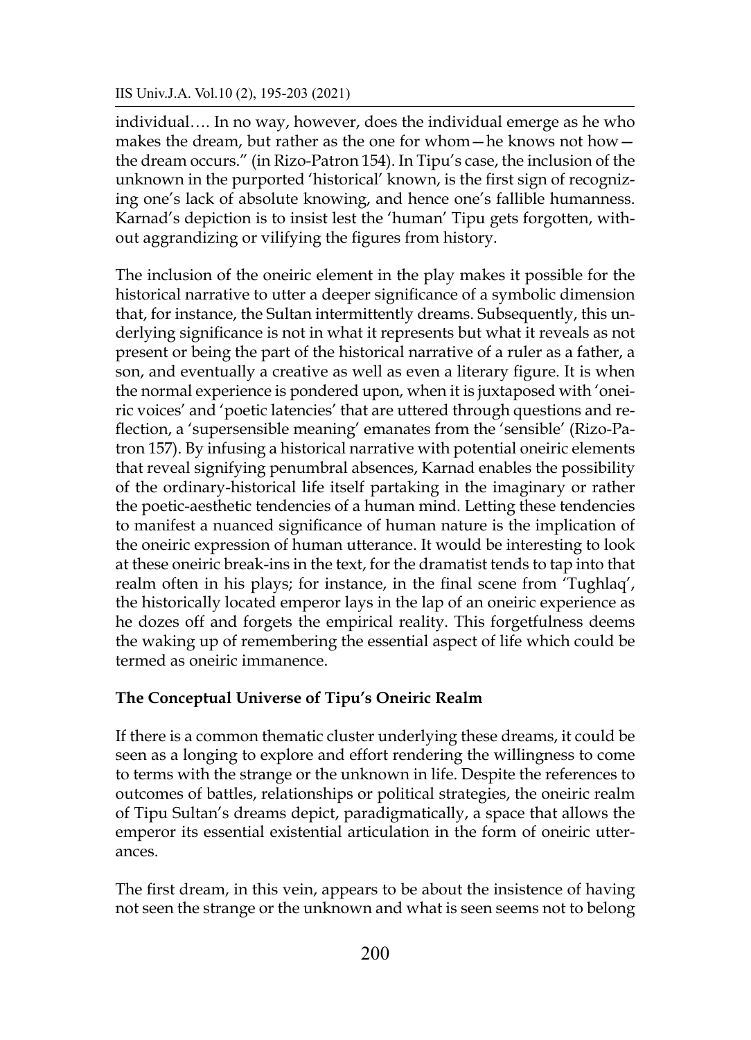individual…. In no way, however, does the individual emerge as he who makes the dream, but rather as the one for whom—he knows not how—the dream occurs." (in Rizo-Patron 154). In Tipu's case, the inclusion of the unknown in the purported 'historical' known, is the first sign of recognizing one's lack of absolute knowing, and hence one's fallible humanness. Karnad's depiction is to insist lest the 'human' Tipu gets forgotten, without aggrandizing or vilifying the figures from history.

The inclusion of the oneiric element in the play makes it possible for the historical narrative to utter a deeper significance of a symbolic dimension that, for instance, the Sultan intermittently dreams. Subsequently, this underlying significance is not in what it represents but what it reveals as not present or being the part of the historical narrative of a ruler as a father, a son, and eventually a creative as well as even a literary figure. It is when the normal experience is pondered upon, when it is juxtaposed with 'oneiric voices' and 'poetic latencies' that are uttered through questions and reflection, a 'supersensible meaning' emanates from the 'sensible' (Rizo-Patron 157). By infusing a historical narrative with potential oneiric elements that reveal signifying penumbral absences, Karnad enables the possibility of the ordinary-historical life itself partaking in the imaginary or rather the poetic-aesthetic tendencies of a human mind. Letting these tendencies to manifest a nuanced significance of human nature is the implication of the oneiric expression of human utterance. It would be interesting to look at these oneiric break-ins in the text, for the dramatist tends to tap into that realm often in his plays; for instance, in the final scene from 'Tughlaq', the historically located emperor lays in the lap of an oneiric experience as he dozes off and forgets the empirical reality. This forgetfulness deems the waking up of remembering the essential aspect of life which could be termed as oneiric immanence.

## The Conceptual Universe of Tipu's Oneiric Realm

If there is a common thematic cluster underlying these dreams, it could be seen as a longing to explore and effort rendering the willingness to come to terms with the strange or the unknown in life. Despite the references to outcomes of battles, relationships or political strategies, the oneiric realm of Tipu Sultan's dreams depict, paradigmatically, a space that allows the emperor its essential existential articulation in the form of oneiric utterances.

The first dream, in this vein, appears to be about the insistence of having not seen the strange or the unknown and what is seen seems not to belong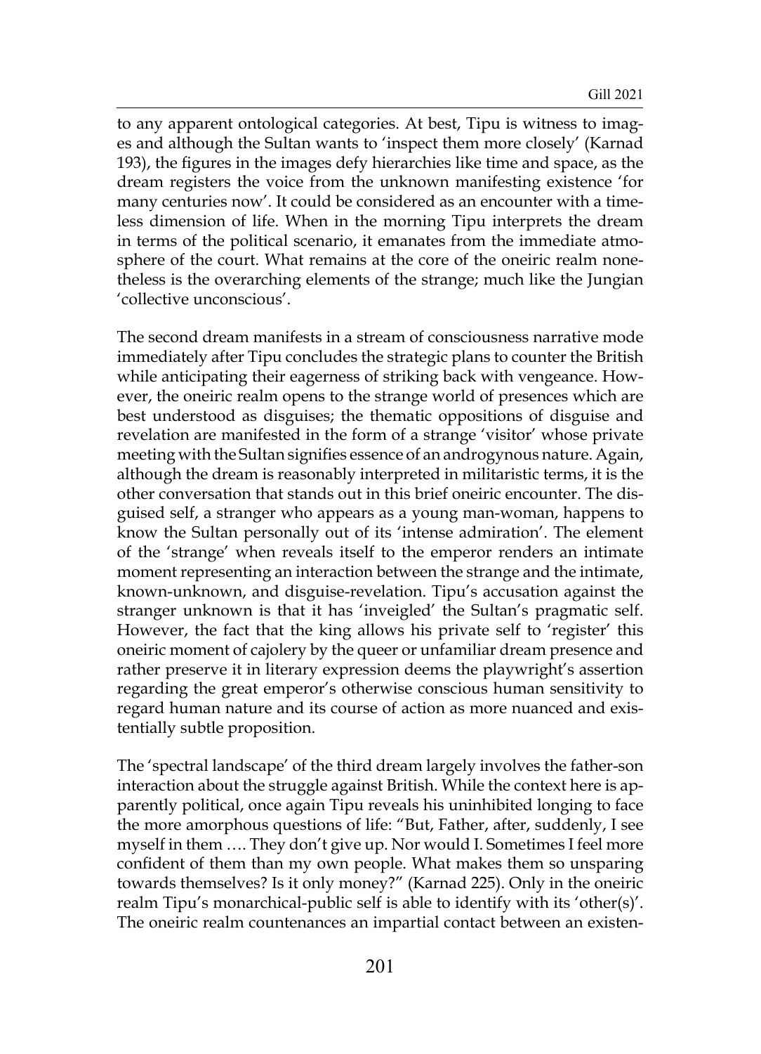to any apparent ontological categories. At best, Tipu is witness to images and although the Sultan wants to 'inspect them more closely' (Karnad 193), the figures in the images defy hierarchies like time and space, as the dream registers the voice from the unknown manifesting existence 'for many centuries now'. It could be considered as an encounter with a timeless dimension of life. When in the morning Tipu interprets the dream in terms of the political scenario, it emanates from the immediate atmosphere of the court. What remains at the core of the oneiric realm nonetheless is the overarching elements of the strange; much like the Jungian 'collective unconscious'.

The second dream manifests in a stream of consciousness narrative mode immediately after Tipu concludes the strategic plans to counter the British while anticipating their eagerness of striking back with vengeance. However, the oneiric realm opens to the strange world of presences which are best understood as disguises; the thematic oppositions of disguise and revelation are manifested in the form of a strange 'visitor' whose private meeting with the Sultan signifies essence of an androgynous nature. Again, although the dream is reasonably interpreted in militaristic terms, it is the other conversation that stands out in this brief oneiric encounter. The disguised self, a stranger who appears as a young man-woman, happens to know the Sultan personally out of its 'intense admiration'. The element of the 'strange' when reveals itself to the emperor renders an intimate moment representing an interaction between the strange and the intimate, known-unknown, and disguise-revelation. Tipu's accusation against the stranger unknown is that it has 'inveigled' the Sultan's pragmatic self. However, the fact that the king allows his private self to 'register' this oneiric moment of cajolery by the queer or unfamiliar dream presence and rather preserve it in literary expression deems the playwright's assertion regarding the great emperor's otherwise conscious human sensitivity to regard human nature and its course of action as more nuanced and existentially subtle proposition.

The 'spectral landscape' of the third dream largely involves the father-son interaction about the struggle against British. While the context here is apparently political, once again Tipu reveals his uninhibited longing to face the more amorphous questions of life: "But, Father, after, suddenly, I see myself in them …. They don't give up. Nor would I. Sometimes I feel more confident of them than my own people. What makes them so unsparing towards themselves? Is it only money?" (Karnad 225). Only in the oneiric realm Tipu's monarchical-public self is able to identify with its 'other(s)'. The oneiric realm countenances an impartial contact between an existen-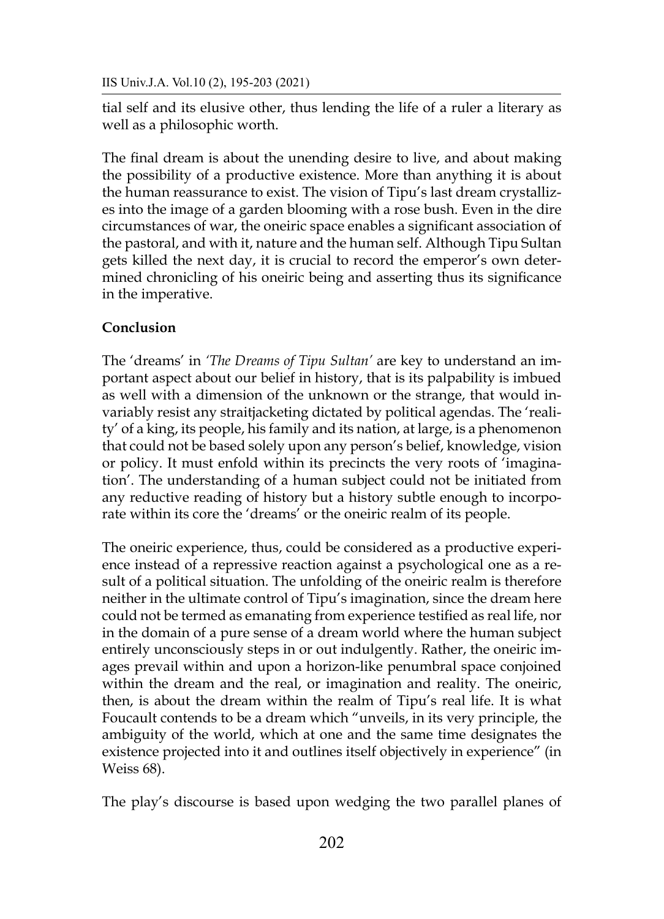tial self and its elusive other, thus lending the life of a ruler a literary as well as a philosophic worth.

The final dream is about the unending desire to live, and about making the possibility of a productive existence. More than anything it is about the human reassurance to exist. The vision of Tipu's last dream crystallizes into the image of a garden blooming with a rose bush. Even in the dire circumstances of war, the oneiric space enables a significant association of the pastoral, and with it, nature and the human self. Although Tipu Sultan gets killed the next day, it is crucial to record the emperor's own determined chronicling of his oneiric being and asserting thus its significance in the imperative.

**Conclusion**

The 'dreams' in *'The Dreams of Tipu Sultan'* are key to understand an important aspect about our belief in history, that is its palpability is imbued as well with a dimension of the unknown or the strange, that would invariably resist any straitjacketing dictated by political agendas. The 'reality' of a king, its people, his family and its nation, at large, is a phenomenon that could not be based solely upon any person's belief, knowledge, vision or policy. It must enfold within its precincts the very roots of 'imagination'. The understanding of a human subject could not be initiated from any reductive reading of history but a history subtle enough to incorporate within its core the 'dreams' or the oneiric realm of its people.

The oneiric experience, thus, could be considered as a productive experience instead of a repressive reaction against a psychological one as a result of a political situation. The unfolding of the oneiric realm is therefore neither in the ultimate control of Tipu's imagination, since the dream here could not be termed as emanating from experience testified as real life, nor in the domain of a pure sense of a dream world where the human subject entirely unconsciously steps in or out indulgently. Rather, the oneiric images prevail within and upon a horizon-like penumbral space conjoined within the dream and the real, or imagination and reality. The oneiric, then, is about the dream within the realm of Tipu's real life. It is what Foucault contends to be a dream which "unveils, in its very principle, the ambiguity of the world, which at one and the same time designates the existence projected into it and outlines itself objectively in experience" (in Weiss 68).

The play's discourse is based upon wedging the two parallel planes of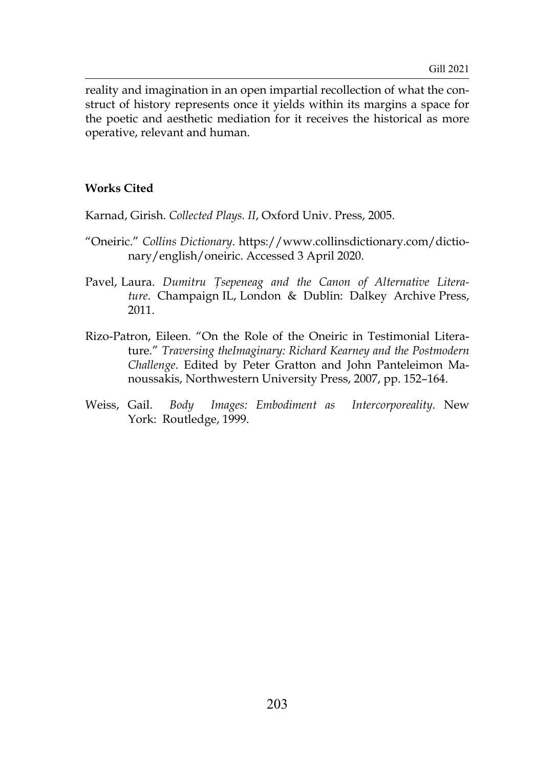reality and imagination in an open impartial recollection of what the construct of history represents once it yields within its margins a space for the poetic and aesthetic mediation for it receives the historical as more operative, relevant and human.

## Works Cited

Karnad, Girish. *Collected Plays. II*, Oxford Univ. Press, 2005.

"Oneiric." *Collins Dictionary*. https://www.collinsdictionary.com/dictionary/english/oneiric. Accessed 3 April 2020.

Pavel, Laura. *Dumitru Ţsepeneag and the Canon of Alternative Literature*. Champaign IL, London & Dublin: Dalkey Archive Press, 2011.

Rizo-Patron, Eileen. "On the Role of the Oneiric in Testimonial Literature." *Traversing theImaginary: Richard Kearney and the Postmodern Challenge*. Edited by Peter Gratton and John Panteleimon Manoussakis, Northwestern University Press, 2007, pp. 152–164.

Weiss, Gail. *Body Images: Embodiment as Intercorporeality*. New York: Routledge, 1999.